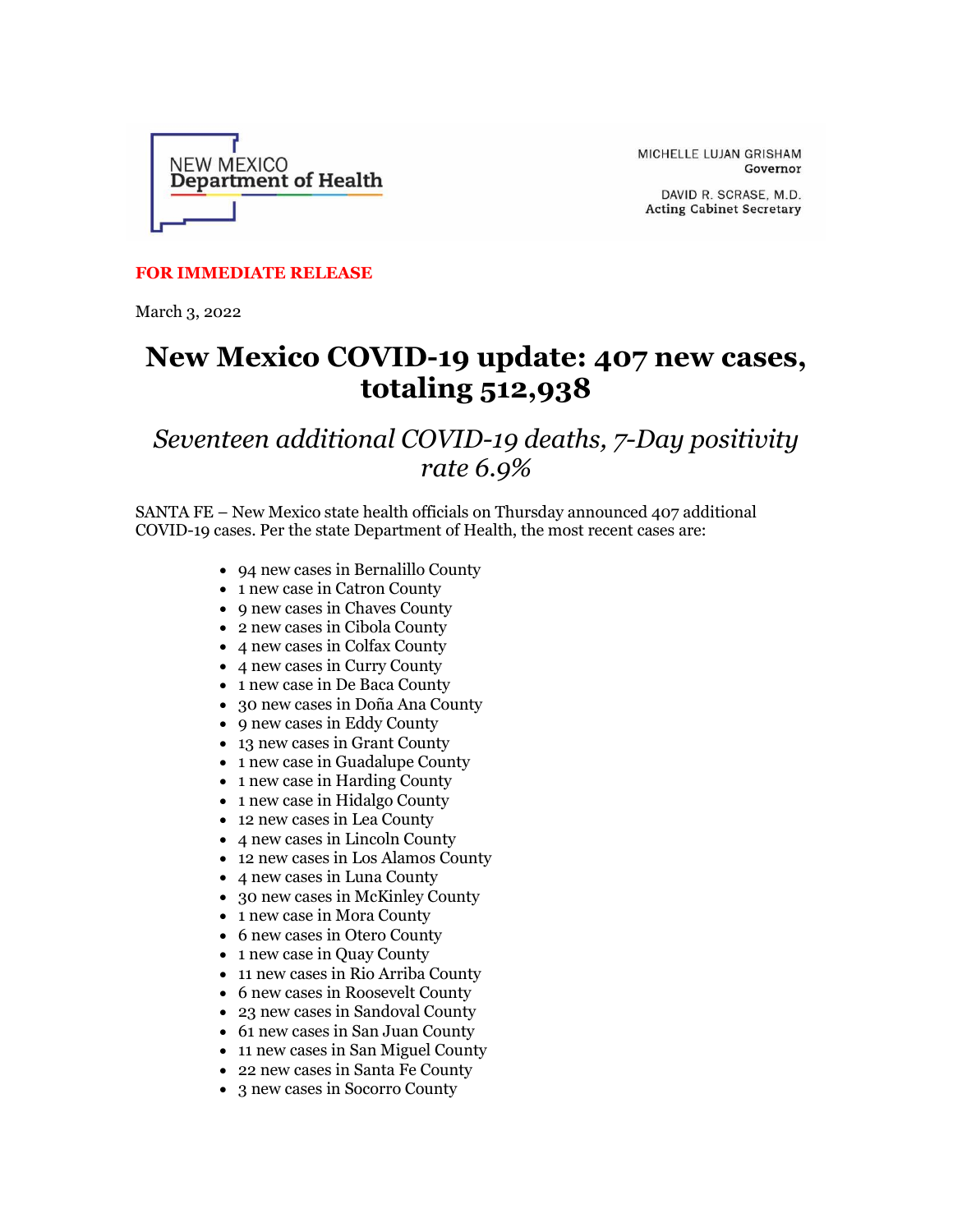NEW MEXICO
**Department of Health**

MICHELLE LUJAN GRISHAM
**Governor**

DAVID R. SCRASE, M.D.
**Acting Cabinet Secretary**

**FOR IMMEDIATE RELEASE**

March 3, 2022

# New Mexico COVID-19 update: 407 new cases, totaling 512,938

## *Seventeen additional COVID-19 deaths, 7-Day positivity rate 6.9%*

SANTA FE – New Mexico state health officials on Thursday announced 407 additional COVID-19 cases. Per the state Department of Health, the most recent cases are:

- 94 new cases in Bernalillo County
- 1 new case in Catron County
- 9 new cases in Chaves County
- 2 new cases in Cibola County
- 4 new cases in Colfax County
- 4 new cases in Curry County
- 1 new case in De Baca County
- 30 new cases in Doña Ana County
- 9 new cases in Eddy County
- 13 new cases in Grant County
- 1 new case in Guadalupe County
- 1 new case in Harding County
- 1 new case in Hidalgo County
- 12 new cases in Lea County
- 4 new cases in Lincoln County
- 12 new cases in Los Alamos County
- 4 new cases in Luna County
- 30 new cases in McKinley County
- 1 new case in Mora County
- 6 new cases in Otero County
- 1 new case in Quay County
- 11 new cases in Rio Arriba County
- 6 new cases in Roosevelt County
- 23 new cases in Sandoval County
- 61 new cases in San Juan County
- 11 new cases in San Miguel County
- 22 new cases in Santa Fe County
- 3 new cases in Socorro County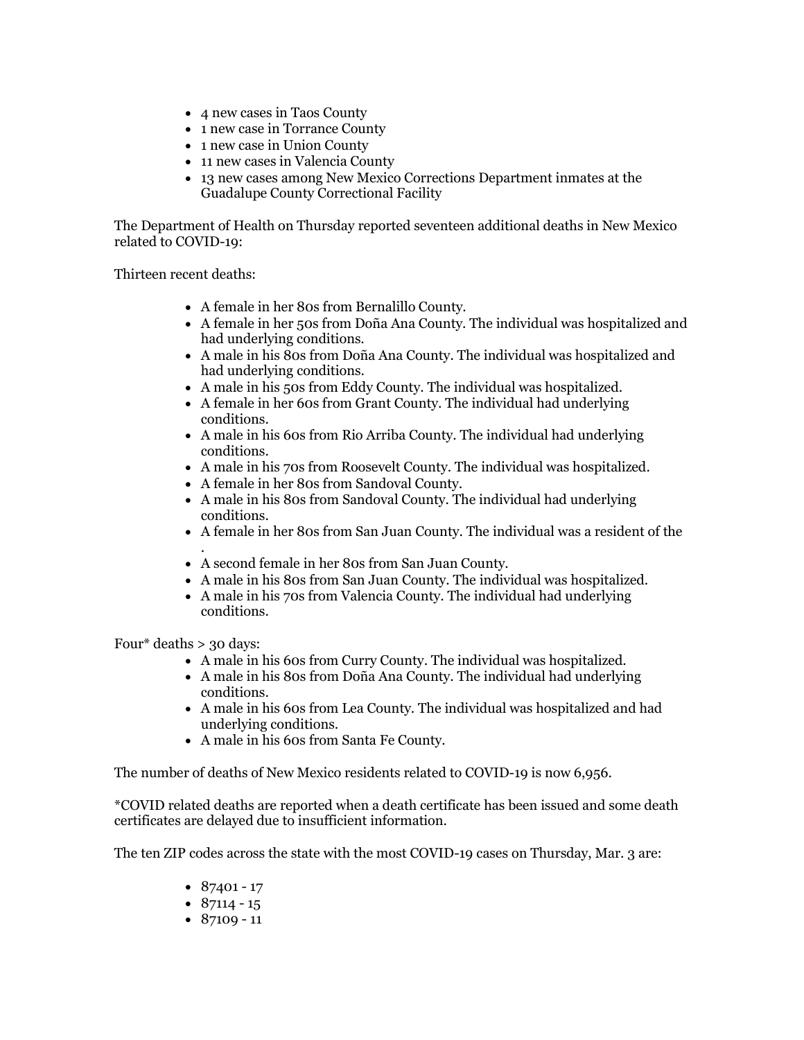- 4 new cases in Taos County
- 1 new case in Torrance County
- 1 new case in Union County
- 11 new cases in Valencia County
- 13 new cases among New Mexico Corrections Department inmates at the Guadalupe County Correctional Facility

The Department of Health on Thursday reported seventeen additional deaths in New Mexico related to COVID-19:

Thirteen recent deaths:

- A female in her 80s from Bernalillo County.
- A female in her 50s from Doña Ana County. The individual was hospitalized and had underlying conditions.
- A male in his 80s from Doña Ana County. The individual was hospitalized and had underlying conditions.
- A male in his 50s from Eddy County. The individual was hospitalized.
- A female in her 60s from Grant County. The individual had underlying conditions.
- A male in his 60s from Rio Arriba County. The individual had underlying conditions.
- A male in his 70s from Roosevelt County. The individual was hospitalized.
- A female in her 80s from Sandoval County.
- A male in his 80s from Sandoval County. The individual had underlying conditions.
- A female in her 80s from San Juan County. The individual was a resident of the .
- A second female in her 80s from San Juan County.
- A male in his 80s from San Juan County. The individual was hospitalized.
- A male in his 70s from Valencia County. The individual had underlying conditions.

Four* deaths > 30 days:

- A male in his 60s from Curry County. The individual was hospitalized.
- A male in his 80s from Doña Ana County. The individual had underlying conditions.
- A male in his 60s from Lea County. The individual was hospitalized and had underlying conditions.
- A male in his 60s from Santa Fe County.

The number of deaths of New Mexico residents related to COVID-19 is now 6,956.

*COVID related deaths are reported when a death certificate has been issued and some death certificates are delayed due to insufficient information.

The ten ZIP codes across the state with the most COVID-19 cases on Thursday, Mar. 3 are:

- 87401 - 17
- 87114 - 15
- 87109 - 11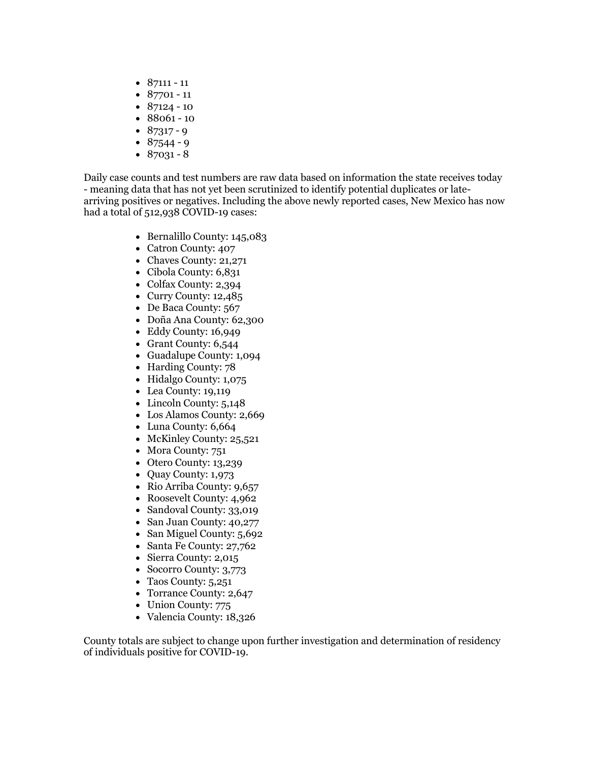- 87111 - 11
- 87701 - 11
- 87124 - 10
- 88061 - 10
- 87317 - 9
- 87544 - 9
- 87031 - 8

Daily case counts and test numbers are raw data based on information the state receives today - meaning data that has not yet been scrutinized to identify potential duplicates or late-arriving positives or negatives. Including the above newly reported cases, New Mexico has now had a total of 512,938 COVID-19 cases:

- Bernalillo County: 145,083
- Catron County: 407
- Chaves County: 21,271
- Cibola County: 6,831
- Colfax County: 2,394
- Curry County: 12,485
- De Baca County: 567
- Doña Ana County: 62,300
- Eddy County: 16,949
- Grant County: 6,544
- Guadalupe County: 1,094
- Harding County: 78
- Hidalgo County: 1,075
- Lea County: 19,119
- Lincoln County: 5,148
- Los Alamos County: 2,669
- Luna County: 6,664
- McKinley County: 25,521
- Mora County: 751
- Otero County: 13,239
- Quay County: 1,973
- Rio Arriba County: 9,657
- Roosevelt County: 4,962
- Sandoval County: 33,019
- San Juan County: 40,277
- San Miguel County: 5,692
- Santa Fe County: 27,762
- Sierra County: 2,015
- Socorro County: 3,773
- Taos County: 5,251
- Torrance County: 2,647
- Union County: 775
- Valencia County: 18,326

County totals are subject to change upon further investigation and determination of residency of individuals positive for COVID-19.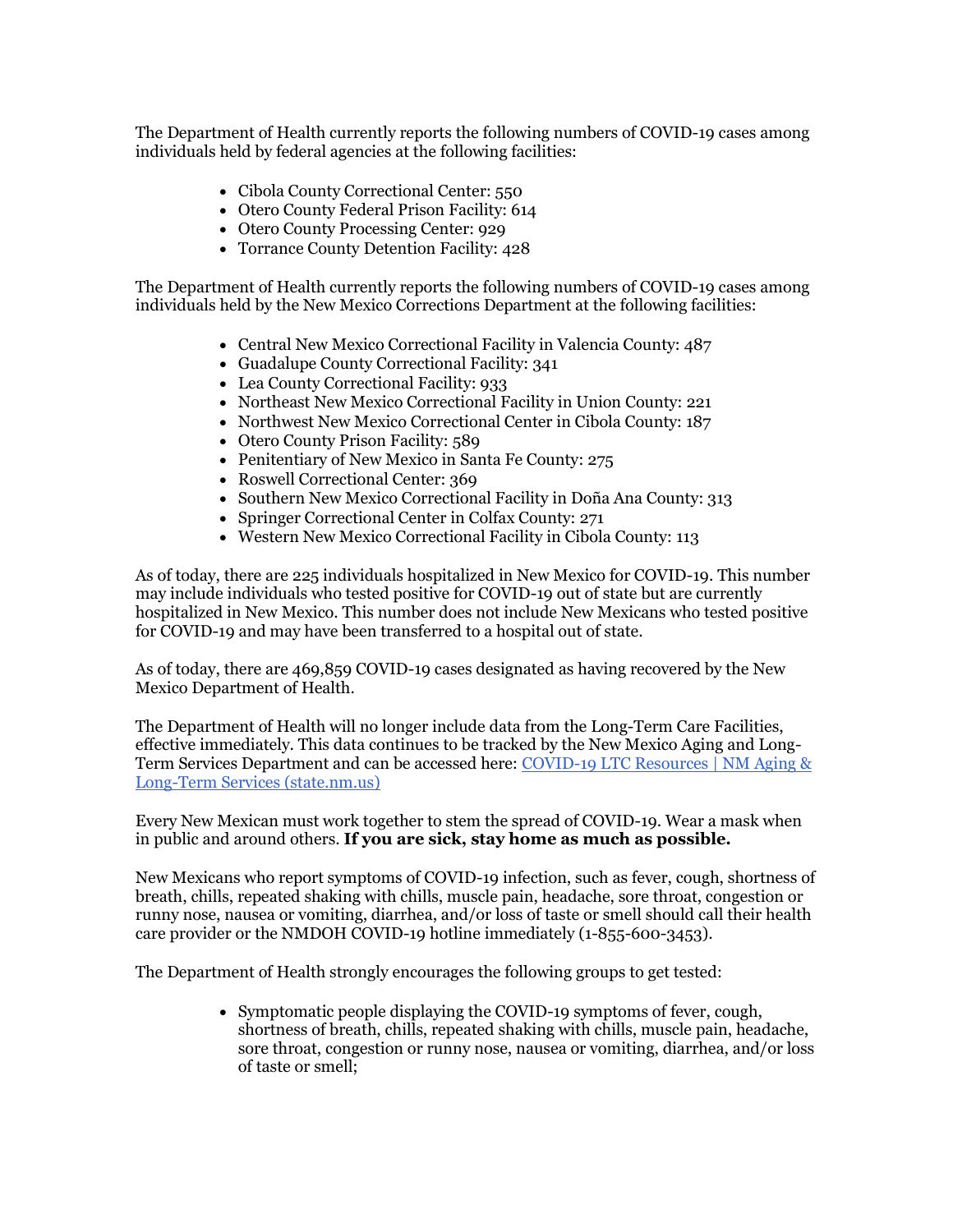The Department of Health currently reports the following numbers of COVID-19 cases among individuals held by federal agencies at the following facilities:

- Cibola County Correctional Center: 550
- Otero County Federal Prison Facility: 614
- Otero County Processing Center: 929
- Torrance County Detention Facility: 428

The Department of Health currently reports the following numbers of COVID-19 cases among individuals held by the New Mexico Corrections Department at the following facilities:

- Central New Mexico Correctional Facility in Valencia County: 487
- Guadalupe County Correctional Facility: 341
- Lea County Correctional Facility: 933
- Northeast New Mexico Correctional Facility in Union County: 221
- Northwest New Mexico Correctional Center in Cibola County: 187
- Otero County Prison Facility: 589
- Penitentiary of New Mexico in Santa Fe County: 275
- Roswell Correctional Center: 369
- Southern New Mexico Correctional Facility in Doña Ana County: 313
- Springer Correctional Center in Colfax County: 271
- Western New Mexico Correctional Facility in Cibola County: 113

As of today, there are 225 individuals hospitalized in New Mexico for COVID-19. This number may include individuals who tested positive for COVID-19 out of state but are currently hospitalized in New Mexico. This number does not include New Mexicans who tested positive for COVID-19 and may have been transferred to a hospital out of state.

As of today, there are 469,859 COVID-19 cases designated as having recovered by the New Mexico Department of Health.

The Department of Health will no longer include data from the Long-Term Care Facilities, effective immediately. This data continues to be tracked by the New Mexico Aging and Long-Term Services Department and can be accessed here: [COVID-19 LTC Resources | NM Aging & Long-Term Services (state.nm.us)]()

Every New Mexican must work together to stem the spread of COVID-19. Wear a mask when in public and around others. **If you are sick, stay home as much as possible.**

New Mexicans who report symptoms of COVID-19 infection, such as fever, cough, shortness of breath, chills, repeated shaking with chills, muscle pain, headache, sore throat, congestion or runny nose, nausea or vomiting, diarrhea, and/or loss of taste or smell should call their health care provider or the NMDOH COVID-19 hotline immediately (1-855-600-3453).

The Department of Health strongly encourages the following groups to get tested:

- Symptomatic people displaying the COVID-19 symptoms of fever, cough, shortness of breath, chills, repeated shaking with chills, muscle pain, headache, sore throat, congestion or runny nose, nausea or vomiting, diarrhea, and/or loss of taste or smell;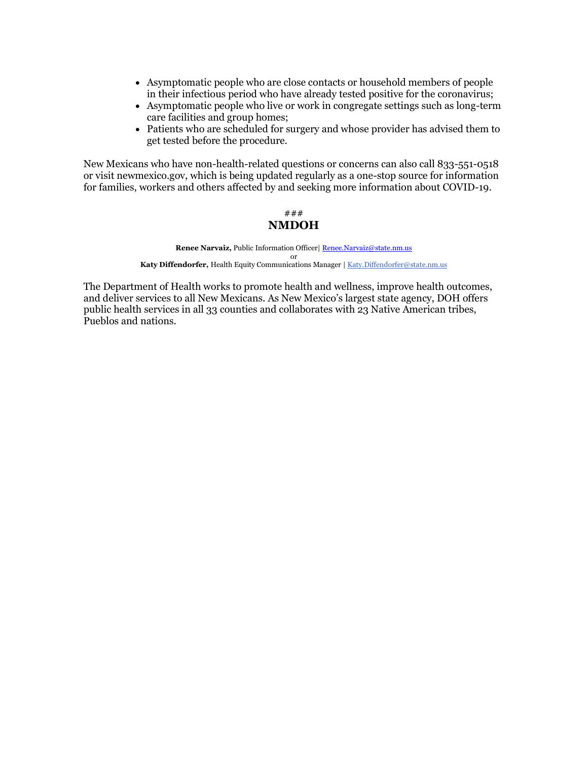- Asymptomatic people who are close contacts or household members of people in their infectious period who have already tested positive for the coronavirus;
- Asymptomatic people who live or work in congregate settings such as long-term care facilities and group homes;
- Patients who are scheduled for surgery and whose provider has advised them to get tested before the procedure.

New Mexicans who have non-health-related questions or concerns can also call 833-551-0518 or visit newmexico.gov, which is being updated regularly as a one-stop source for information for families, workers and others affected by and seeking more information about COVID-19.

###

**NMDOH**

**Renee Narvaiz,** Public Information Officer| Renee.Narvaiz@state.nm.us
or
**Katy Diffendorfer,** Health Equity Communications Manager | Katy.Diffendorfer@state.nm.us

The Department of Health works to promote health and wellness, improve health outcomes, and deliver services to all New Mexicans. As New Mexico's largest state agency, DOH offers public health services in all 33 counties and collaborates with 23 Native American tribes, Pueblos and nations.